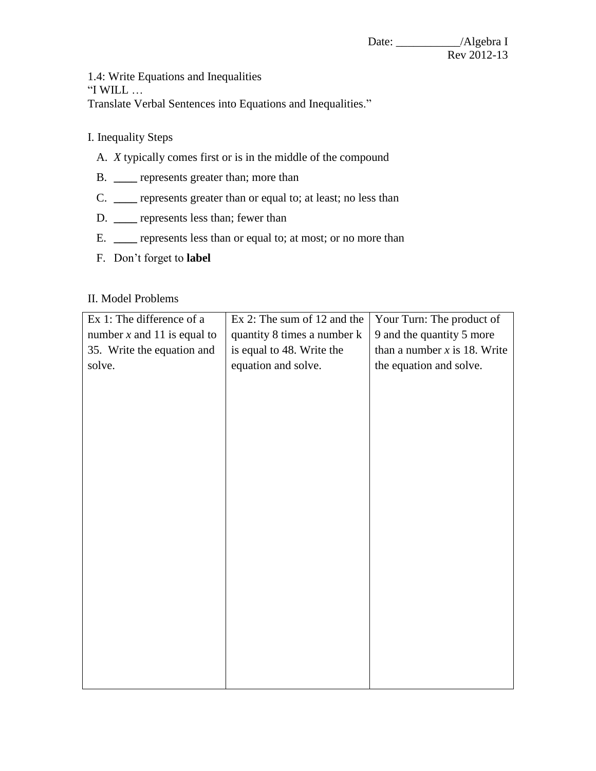Date: ___________/Algebra I
Rev 2012-13

1.4: Write Equations and Inequalities

"I WILL …

Translate Verbal Sentences into Equations and Inequalities."

I. Inequality Steps

A. *X* typically comes first or is in the middle of the compound

B. ____ represents greater than; more than

C. ____ represents greater than or equal to; at least; no less than

D. ____ represents less than; fewer than

E. ____ represents less than or equal to; at most; or no more than

F. Don't forget to **label**

II. Model Problems

| Ex 1: The difference of a number $x$ and 11 is equal to 35. Write the equation and solve. | Ex 2: The sum of 12 and the quantity 8 times a number k is equal to 48. Write the equation and solve. | Your Turn: The product of 9 and the quantity 5 more than a number $x$ is 18. Write the equation and solve. |
| --- | --- | --- |
| | | |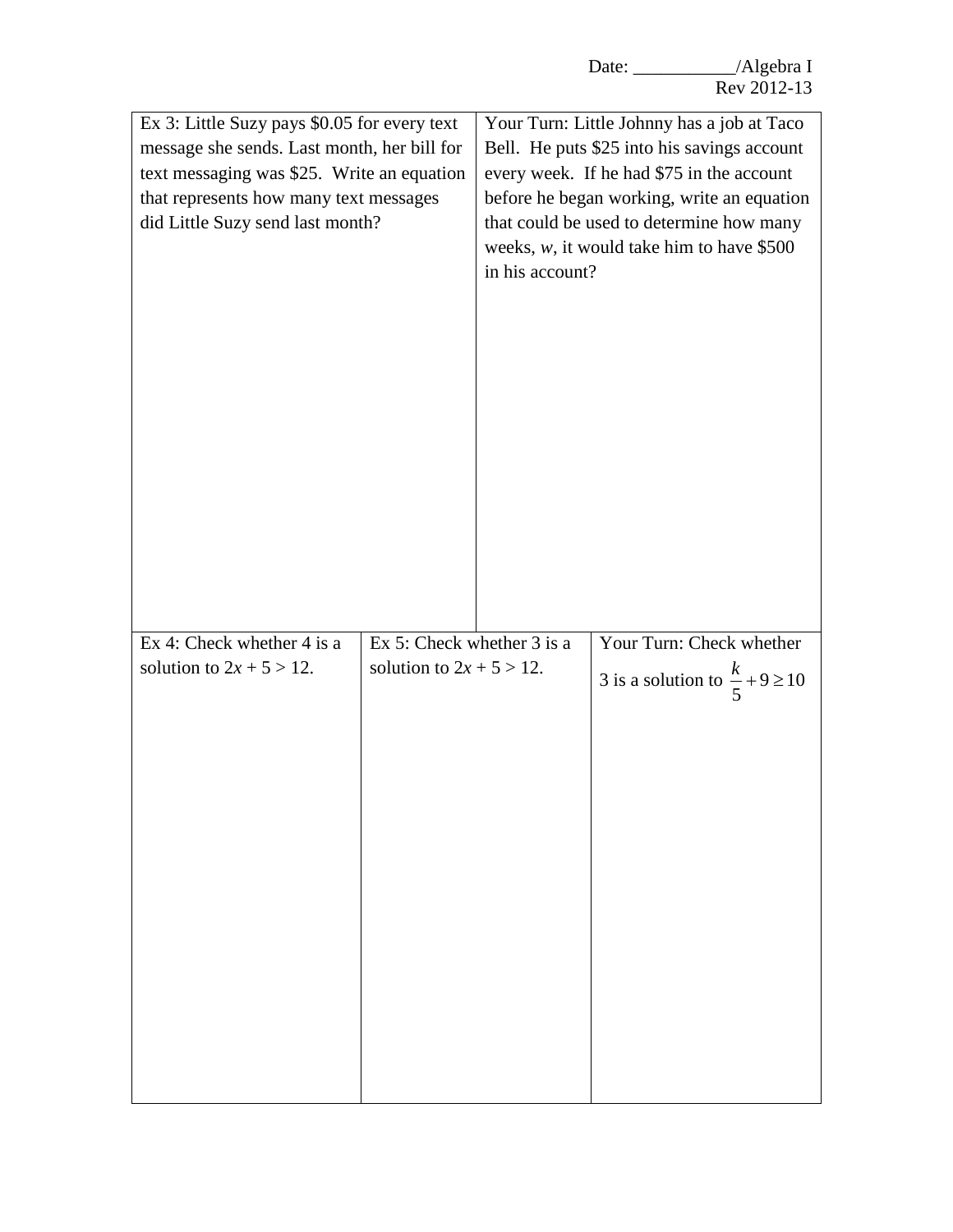Date: ___________/Algebra I
Rev 2012-13

| Ex 3: Little Suzy pays $0.05 for every text message she sends. Last month, her bill for text messaging was $25. Write an equation that represents how many text messages did Little Suzy send last month? | Your Turn: Little Johnny has a job at Taco Bell. He puts $25 into his savings account every week. If he had $75 in the account before he began working, write an equation that could be used to determine how many weeks, *w*, it would take him to have $500 in his account? |
|---|---|

| Ex 4: Check whether 4 is a solution to $2x + 5 > 12$. | Ex 5: Check whether 3 is a solution to $2x + 5 > 12$. | Your Turn: Check whether 3 is a solution to $\frac{k}{5} + 9 \geq 10$ |
|---|---|---|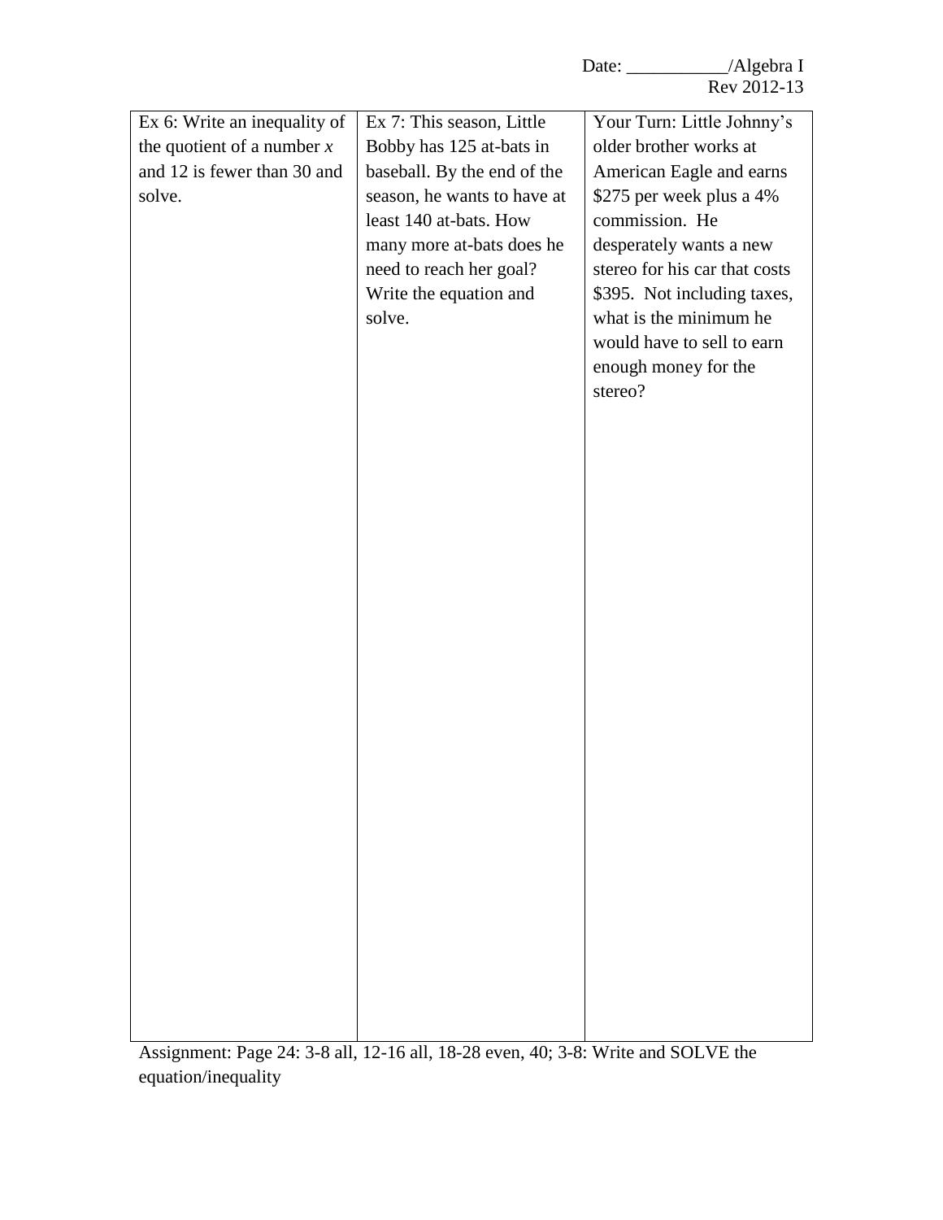Date: ___________/Algebra I
Rev 2012-13

| Ex 6: Write an inequality of the quotient of a number $x$ and 12 is fewer than 30 and solve. | Ex 7: This season, Little Bobby has 125 at-bats in baseball. By the end of the season, he wants to have at least 140 at-bats. How many more at-bats does he need to reach her goal? Write the equation and solve. | Your Turn: Little Johnny's older brother works at American Eagle and earns \$275 per week plus a 4% commission. He desperately wants a new stereo for his car that costs \$395. Not including taxes, what is the minimum he would have to sell to earn enough money for the stereo? |
| --- | --- | --- |

Assignment: Page 24: 3-8 all, 12-16 all, 18-28 even, 40; 3-8: Write and SOLVE the equation/inequality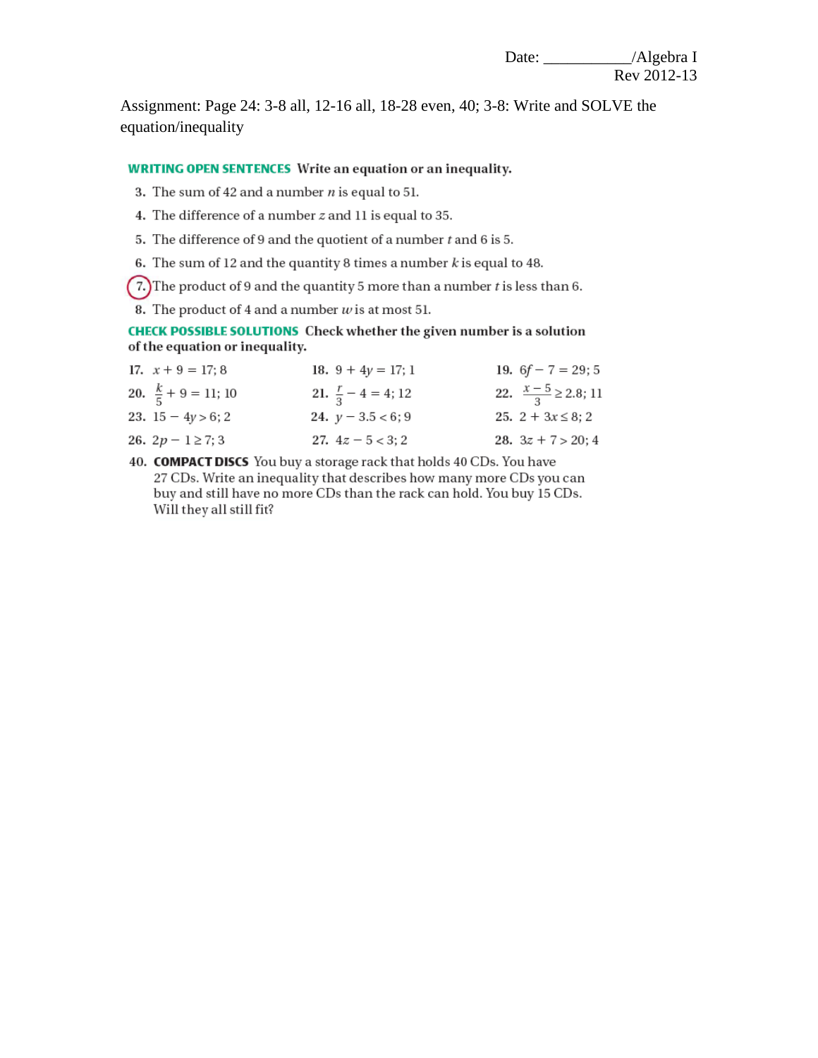Date: \_\_\_\_\_\_\_\_\_\_\_/Algebra I
Rev 2012-13

Assignment: Page 24: 3-8 all, 12-16 all, 18-28 even, 40; 3-8: Write and SOLVE the equation/inequality

**WRITING OPEN SENTENCES** **Write an equation or an inequality.**

3. The sum of 42 and a number $n$ is equal to 51.
4. The difference of a number $z$ and 11 is equal to 35.
5. The difference of 9 and the quotient of a number $t$ and 6 is 5.
6. The sum of 12 and the quantity 8 times a number $k$ is equal to 48.
7. The product of 9 and the quantity 5 more than a number $t$ is less than 6.
8. The product of 4 and a number $w$ is at most 51.

**CHECK POSSIBLE SOLUTIONS** **Check whether the given number is a solution of the equation or inequality.**

17. $x + 9 = 17; 8$
18. $9 + 4y = 17; 1$
19. $6f - 7 = 29; 5$
20. $\frac{k}{5} + 9 = 11; 10$
21. $\frac{r}{3} - 4 = 4; 12$
22. $\frac{x - 5}{3} \geq 2.8; 11$
23. $15 - 4y > 6; 2$
24. $y - 3.5 < 6; 9$
25. $2 + 3x \leq 8; 2$
26. $2p - 1 \geq 7; 3$
27. $4z - 5 < 3; 2$
28. $3z + 7 > 20; 4$

40. **COMPACT DISCS** You buy a storage rack that holds 40 CDs. You have 27 CDs. Write an inequality that describes how many more CDs you can buy and still have no more CDs than the rack can hold. You buy 15 CDs. Will they all still fit?